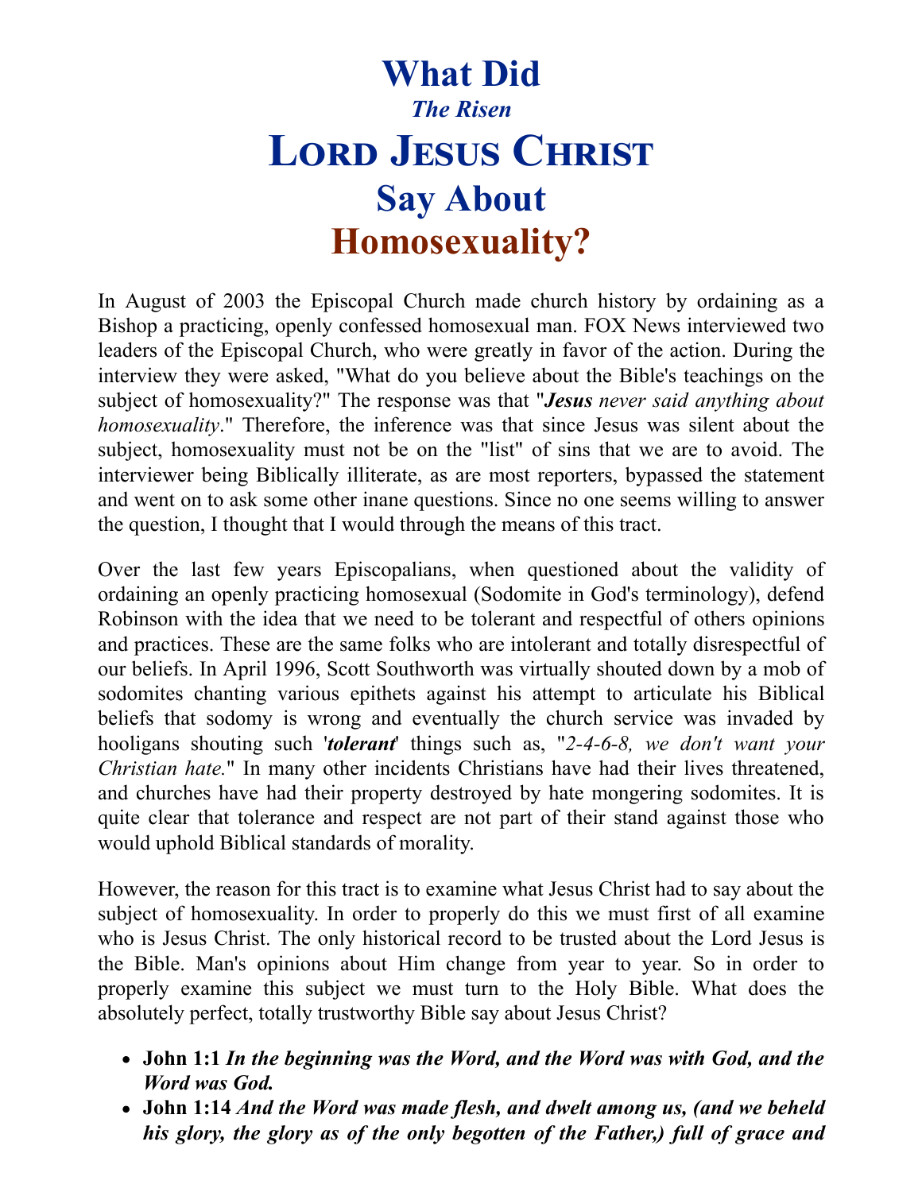# What Did
### *The Risen*
# Lord Jesus Christ
## Say About
# Homosexuality?

In August of 2003 the Episcopal Church made church history by ordaining as a Bishop a practicing, openly confessed homosexual man. FOX News interviewed two leaders of the Episcopal Church, who were greatly in favor of the action. During the interview they were asked, "What do you believe about the Bible's teachings on the subject of homosexuality?" The response was that "***Jesus*** *never said anything about homosexuality*." Therefore, the inference was that since Jesus was silent about the subject, homosexuality must not be on the "list" of sins that we are to avoid. The interviewer being Biblically illiterate, as are most reporters, bypassed the statement and went on to ask some other inane questions. Since no one seems willing to answer the question, I thought that I would through the means of this tract.

Over the last few years Episcopalians, when questioned about the validity of ordaining an openly practicing homosexual (Sodomite in God's terminology), defend Robinson with the idea that we need to be tolerant and respectful of others opinions and practices. These are the same folks who are intolerant and totally disrespectful of our beliefs. In April 1996, Scott Southworth was virtually shouted down by a mob of sodomites chanting various epithets against his attempt to articulate his Biblical beliefs that sodomy is wrong and eventually the church service was invaded by hooligans shouting such '***tolerant***' things such as, "*2-4-6-8, we don't want your Christian hate.*" In many other incidents Christians have had their lives threatened, and churches have had their property destroyed by hate mongering sodomites. It is quite clear that tolerance and respect are not part of their stand against those who would uphold Biblical standards of morality.

However, the reason for this tract is to examine what Jesus Christ had to say about the subject of homosexuality. In order to properly do this we must first of all examine who is Jesus Christ. The only historical record to be trusted about the Lord Jesus is the Bible. Man's opinions about Him change from year to year. So in order to properly examine this subject we must turn to the Holy Bible. What does the absolutely perfect, totally trustworthy Bible say about Jesus Christ?

- **John 1:1** ***In the beginning was the Word, and the Word was with God, and the Word was God.***
- **John 1:14** ***And the Word was made flesh, and dwelt among us, (and we beheld his glory, the glory as of the only begotten of the Father,) full of grace and***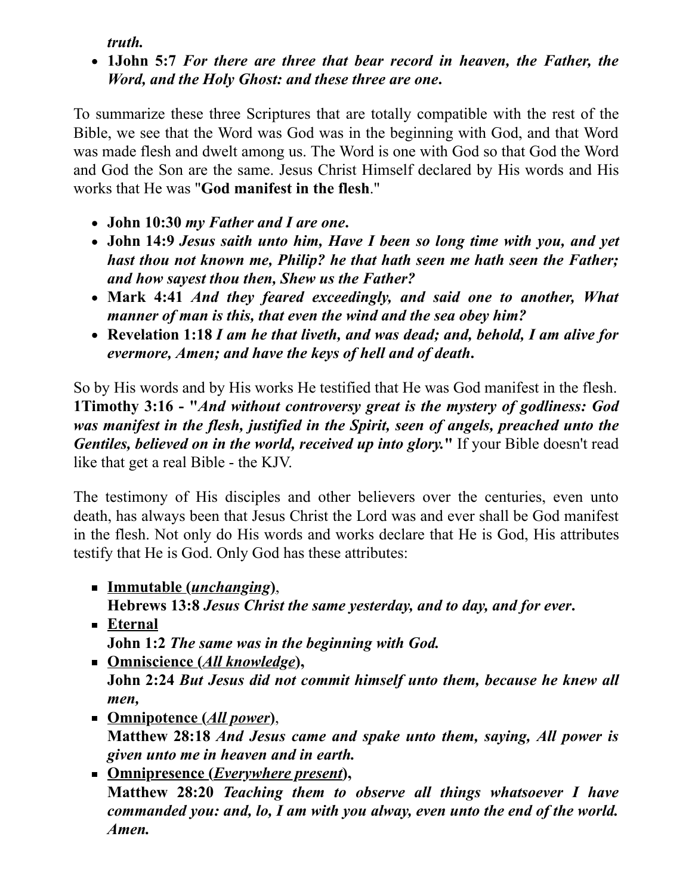*truth.*

- **1John 5:7** ***For there are three that bear record in heaven, the Father, the Word, and the Holy Ghost: and these three are one.***

To summarize these three Scriptures that are totally compatible with the rest of the Bible, we see that the Word was God was in the beginning with God, and that Word was made flesh and dwelt among us. The Word is one with God so that God the Word and God the Son are the same. Jesus Christ Himself declared by His words and His works that He was "**God manifest in the flesh**."

- **John 10:30** ***my Father and I are one.***
- **John 14:9** ***Jesus saith unto him, Have I been so long time with you, and yet hast thou not known me, Philip? he that hath seen me hath seen the Father; and how sayest thou then, Shew us the Father?***
- **Mark 4:41** ***And they feared exceedingly, and said one to another, What manner of man is this, that even the wind and the sea obey him?***
- **Revelation 1:18** ***I am he that liveth, and was dead; and, behold, I am alive for evermore, Amen; and have the keys of hell and of death.***

So by His words and by His works He testified that He was God manifest in the flesh. **1Timothy 3:16 - "*And without controversy great is the mystery of godliness: God was manifest in the flesh, justified in the Spirit, seen of angels, preached unto the Gentiles, believed on in the world, received up into glory.*"** If your Bible doesn't read like that get a real Bible - the KJV.

The testimony of His disciples and other believers over the centuries, even unto death, has always been that Jesus Christ the Lord was and ever shall be God manifest in the flesh. Not only do His words and works declare that He is God, His attributes testify that He is God. Only God has these attributes:

- **Immutable (*unchanging*)**,
  **Hebrews 13:8** ***Jesus Christ the same yesterday, and to day, and for ever.***
- **Eternal**
  **John 1:2** ***The same was in the beginning with God.***
- **Omniscience (*All knowledge*),**
  **John 2:24** ***But Jesus did not commit himself unto them, because he knew all men,***
- **Omnipotence (*All power*)**,
  **Matthew 28:18** ***And Jesus came and spake unto them, saying, All power is given unto me in heaven and in earth.***
- **Omnipresence (*Everywhere present*),**
  **Matthew 28:20** ***Teaching them to observe all things whatsoever I have commanded you: and, lo, I am with you alway, even unto the end of the world. Amen.***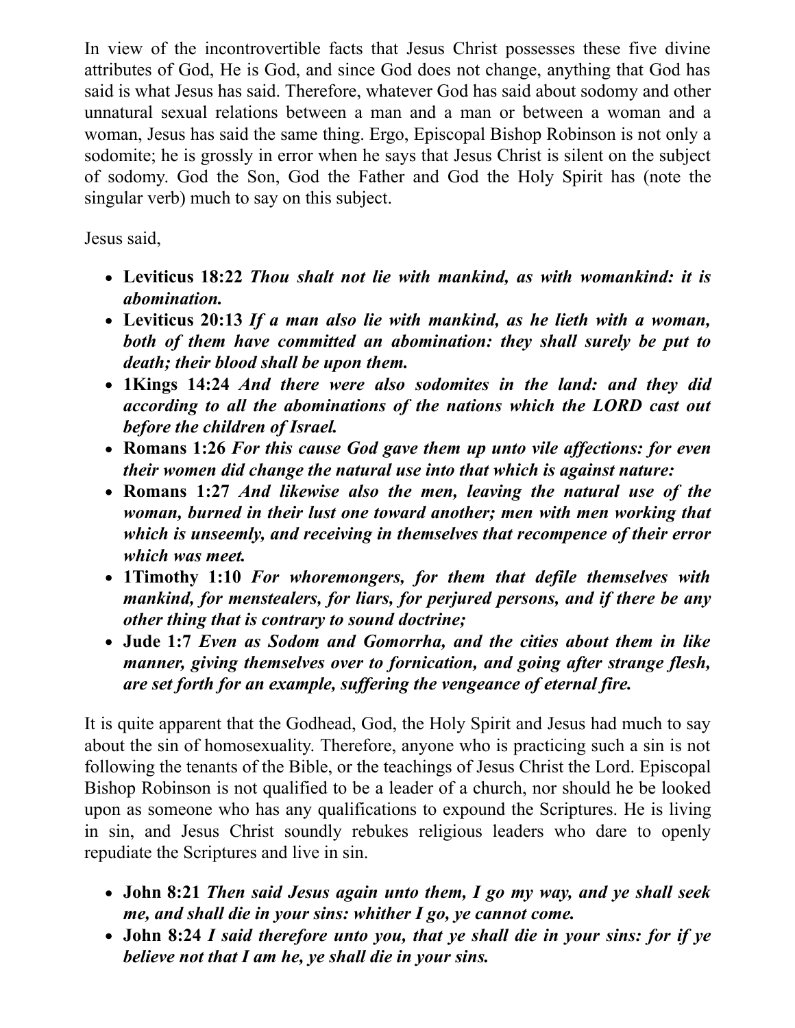In view of the incontrovertible facts that Jesus Christ possesses these five divine attributes of God, He is God, and since God does not change, anything that God has said is what Jesus has said. Therefore, whatever God has said about sodomy and other unnatural sexual relations between a man and a man or between a woman and a woman, Jesus has said the same thing. Ergo, Episcopal Bishop Robinson is not only a sodomite; he is grossly in error when he says that Jesus Christ is silent on the subject of sodomy. God the Son, God the Father and God the Holy Spirit has (note the singular verb) much to say on this subject.

Jesus said,

- **Leviticus 18:22** ***Thou shalt not lie with mankind, as with womankind: it is abomination.***
- **Leviticus 20:13** ***If a man also lie with mankind, as he lieth with a woman, both of them have committed an abomination: they shall surely be put to death; their blood shall be upon them.***
- **1Kings 14:24** ***And there were also sodomites in the land: and they did according to all the abominations of the nations which the LORD cast out before the children of Israel.***
- **Romans 1:26** ***For this cause God gave them up unto vile affections: for even their women did change the natural use into that which is against nature:***
- **Romans 1:27** ***And likewise also the men, leaving the natural use of the woman, burned in their lust one toward another; men with men working that which is unseemly, and receiving in themselves that recompence of their error which was meet.***
- **1Timothy 1:10** ***For whoremongers, for them that defile themselves with mankind, for menstealers, for liars, for perjured persons, and if there be any other thing that is contrary to sound doctrine;***
- **Jude 1:7** ***Even as Sodom and Gomorrha, and the cities about them in like manner, giving themselves over to fornication, and going after strange flesh, are set forth for an example, suffering the vengeance of eternal fire.***

It is quite apparent that the Godhead, God, the Holy Spirit and Jesus had much to say about the sin of homosexuality. Therefore, anyone who is practicing such a sin is not following the tenants of the Bible, or the teachings of Jesus Christ the Lord. Episcopal Bishop Robinson is not qualified to be a leader of a church, nor should he be looked upon as someone who has any qualifications to expound the Scriptures. He is living in sin, and Jesus Christ soundly rebukes religious leaders who dare to openly repudiate the Scriptures and live in sin.

- **John 8:21** ***Then said Jesus again unto them, I go my way, and ye shall seek me, and shall die in your sins: whither I go, ye cannot come.***
- **John 8:24** ***I said therefore unto you, that ye shall die in your sins: for if ye believe not that I am he, ye shall die in your sins.***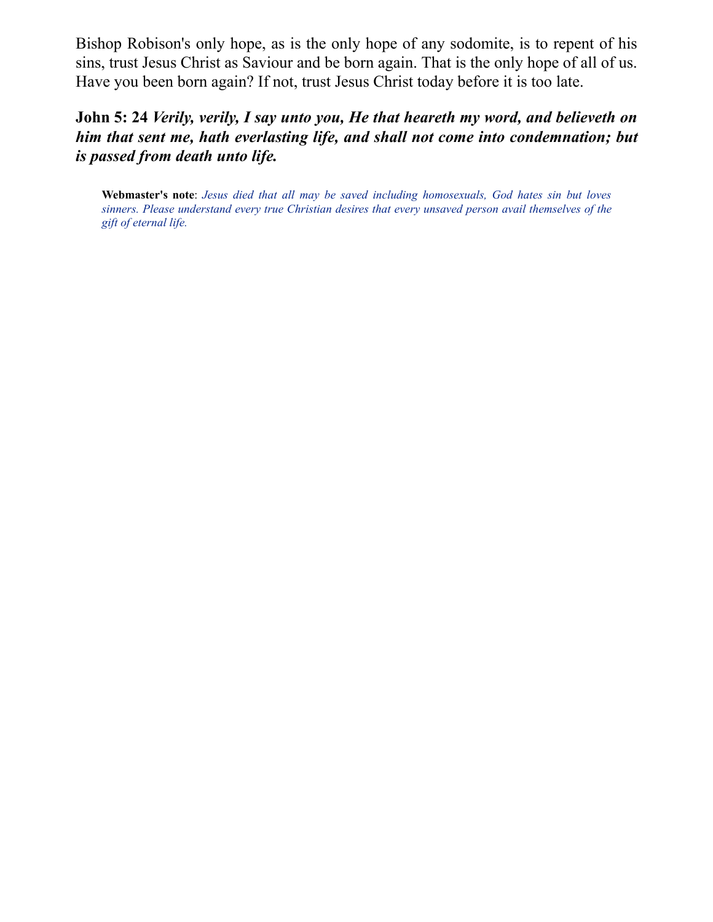Bishop Robison's only hope, as is the only hope of any sodomite, is to repent of his sins, trust Jesus Christ as Saviour and be born again. That is the only hope of all of us. Have you been born again? If not, trust Jesus Christ today before it is too late.

**John 5: 24** ***Verily, verily, I say unto you, He that heareth my word, and believeth on him that sent me, hath everlasting life, and shall not come into condemnation; but is passed from death unto life.***

> **Webmaster's note**: *Jesus died that all may be saved including homosexuals, God hates sin but loves sinners. Please understand every true Christian desires that every unsaved person avail themselves of the gift of eternal life.*